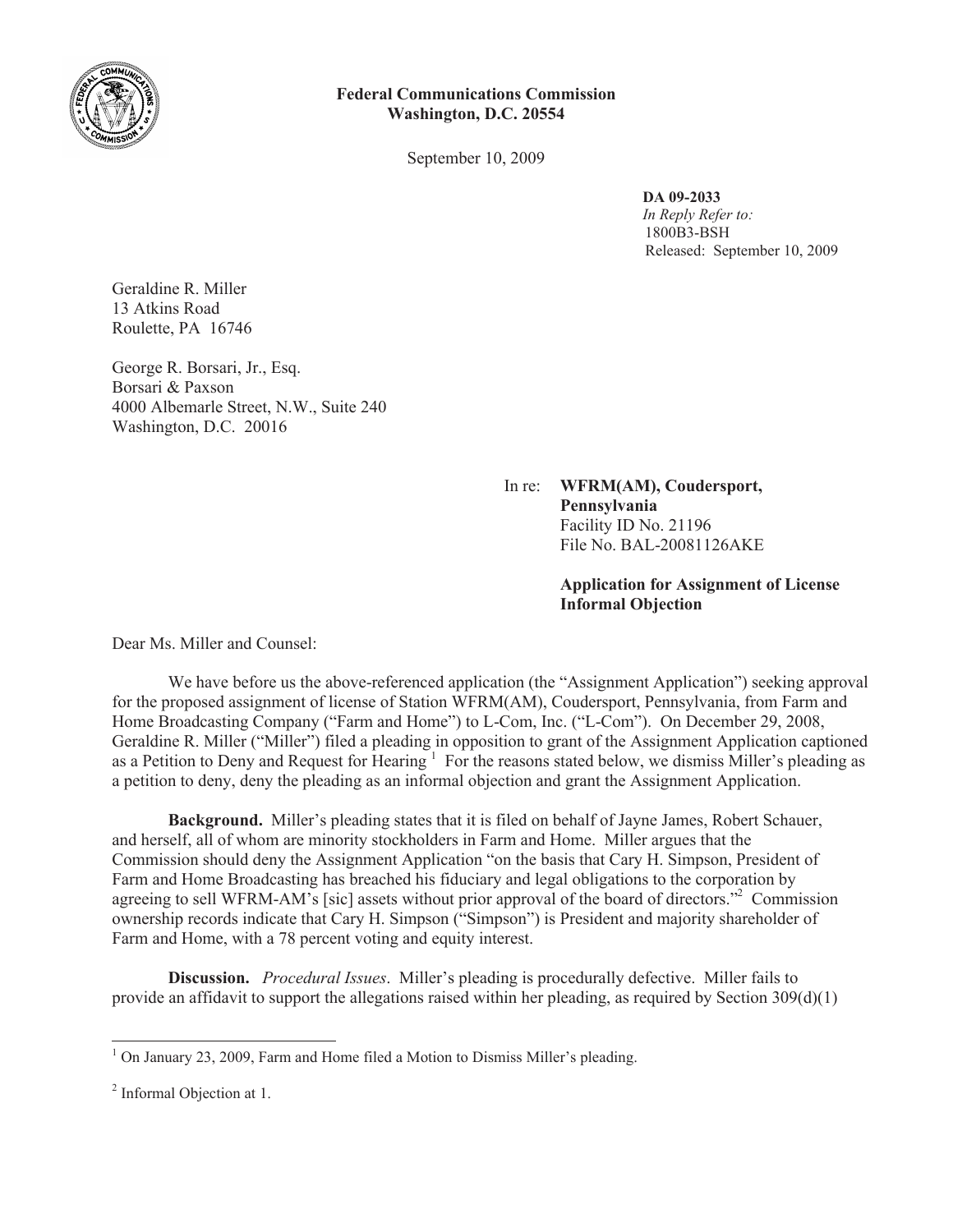**Federal Communications Commission**
**Washington, D.C. 20554**

September 10, 2009

**DA 09-2033**
*In Reply Refer to:*
1800B3-BSH
Released: September 10, 2009

Geraldine R. Miller
13 Atkins Road
Roulette, PA 16746

George R. Borsari, Jr., Esq.
Borsari & Paxson
4000 Albemarle Street, N.W., Suite 240
Washington, D.C. 20016

In re: **WFRM(AM), Coudersport, Pennsylvania**
Facility ID No. 21196
File No. BAL-20081126AKE

**Application for Assignment of License**
**Informal Objection**

Dear Ms. Miller and Counsel:

We have before us the above-referenced application (the "Assignment Application") seeking approval for the proposed assignment of license of Station WFRM(AM), Coudersport, Pennsylvania, from Farm and Home Broadcasting Company ("Farm and Home") to L-Com, Inc. ("L-Com"). On December 29, 2008, Geraldine R. Miller ("Miller") filed a pleading in opposition to grant of the Assignment Application captioned as a Petition to Deny and Request for Hearing [1] For the reasons stated below, we dismiss Miller's pleading as a petition to deny, deny the pleading as an informal objection and grant the Assignment Application.

**Background.** Miller's pleading states that it is filed on behalf of Jayne James, Robert Schauer, and herself, all of whom are minority stockholders in Farm and Home. Miller argues that the Commission should deny the Assignment Application "on the basis that Cary H. Simpson, President of Farm and Home Broadcasting has breached his fiduciary and legal obligations to the corporation by agreeing to sell WFRM-AM's [sic] assets without prior approval of the board of directors."[2] Commission ownership records indicate that Cary H. Simpson ("Simpson") is President and majority shareholder of Farm and Home, with a 78 percent voting and equity interest.

**Discussion.** *Procedural Issues*. Miller's pleading is procedurally defective. Miller fails to provide an affidavit to support the allegations raised within her pleading, as required by Section 309(d)(1)

[1] On January 23, 2009, Farm and Home filed a Motion to Dismiss Miller's pleading.

[2] Informal Objection at 1.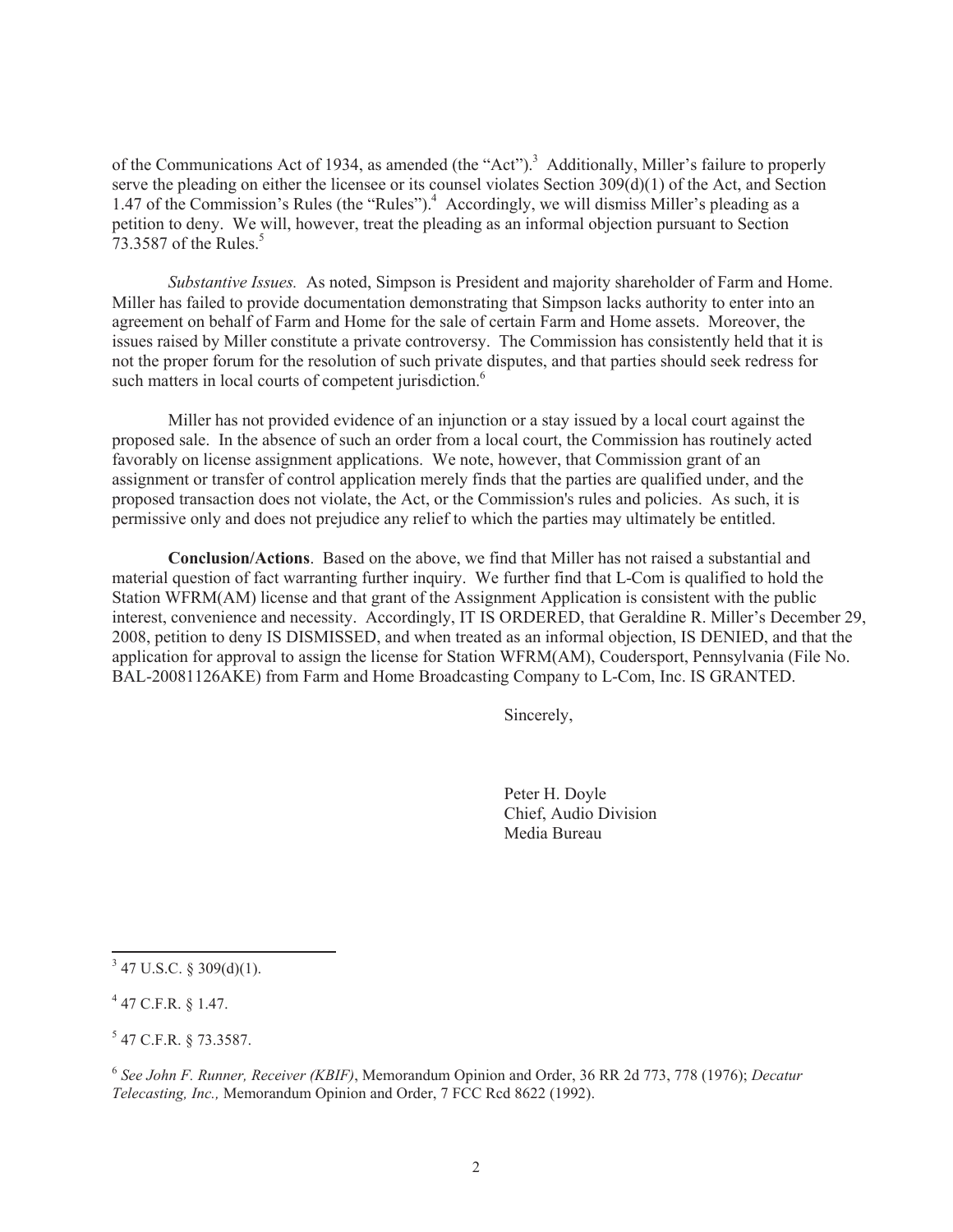of the Communications Act of 1934, as amended (the "Act").[3] Additionally, Miller's failure to properly serve the pleading on either the licensee or its counsel violates Section 309(d)(1) of the Act, and Section 1.47 of the Commission's Rules (the "Rules").[4] Accordingly, we will dismiss Miller's pleading as a petition to deny. We will, however, treat the pleading as an informal objection pursuant to Section 73.3587 of the Rules.[5]

*Substantive Issues.* As noted, Simpson is President and majority shareholder of Farm and Home. Miller has failed to provide documentation demonstrating that Simpson lacks authority to enter into an agreement on behalf of Farm and Home for the sale of certain Farm and Home assets. Moreover, the issues raised by Miller constitute a private controversy. The Commission has consistently held that it is not the proper forum for the resolution of such private disputes, and that parties should seek redress for such matters in local courts of competent jurisdiction.[6]

Miller has not provided evidence of an injunction or a stay issued by a local court against the proposed sale. In the absence of such an order from a local court, the Commission has routinely acted favorably on license assignment applications. We note, however, that Commission grant of an assignment or transfer of control application merely finds that the parties are qualified under, and the proposed transaction does not violate, the Act, or the Commission's rules and policies. As such, it is permissive only and does not prejudice any relief to which the parties may ultimately be entitled.

**Conclusion/Actions**. Based on the above, we find that Miller has not raised a substantial and material question of fact warranting further inquiry. We further find that L-Com is qualified to hold the Station WFRM(AM) license and that grant of the Assignment Application is consistent with the public interest, convenience and necessity. Accordingly, IT IS ORDERED, that Geraldine R. Miller's December 29, 2008, petition to deny IS DISMISSED, and when treated as an informal objection, IS DENIED, and that the application for approval to assign the license for Station WFRM(AM), Coudersport, Pennsylvania (File No. BAL-20081126AKE) from Farm and Home Broadcasting Company to L-Com, Inc. IS GRANTED.

Sincerely,

Peter H. Doyle
Chief, Audio Division
Media Bureau

---

[3] 47 U.S.C. § 309(d)(1).

[4] 47 C.F.R. § 1.47.

[5] 47 C.F.R. § 73.3587.

[6] *See John F. Runner, Receiver (KBIF)*, Memorandum Opinion and Order, 36 RR 2d 773, 778 (1976); *Decatur Telecasting, Inc.,* Memorandum Opinion and Order, 7 FCC Rcd 8622 (1992).